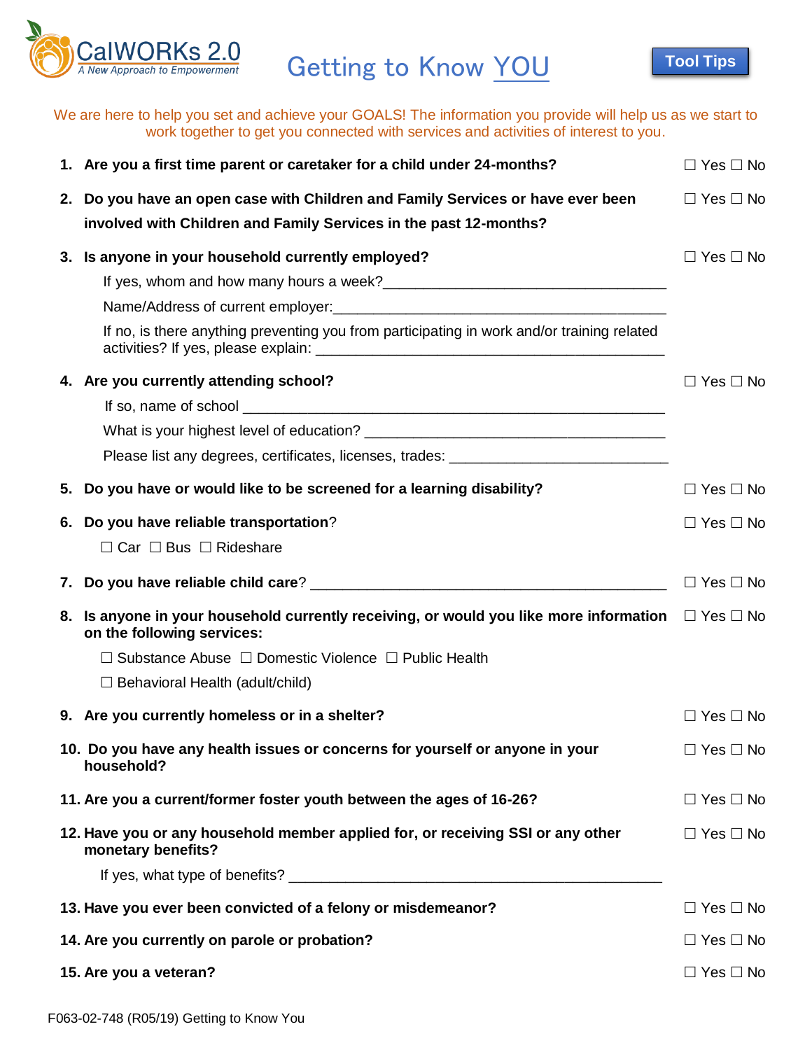CalWORKs 2.0
*A New Approach to Empowerment*

# Getting to Know YOU

Tool Tips

We are here to help you set and achieve your GOALS! The information you provide will help us as we start to work together to get you connected with services and activities of interest to you.

1. **Are you a first time parent or caretaker for a child under 24-months?** ☐ Yes ☐ No

2. **Do you have an open case with Children and Family Services or have ever been involved with Children and Family Services in the past 12-months?** ☐ Yes ☐ No

3. **Is anyone in your household currently employed?** ☐ Yes ☐ No

   If yes, whom and how many hours a week?___________________________________

   Name/Address of current employer:_________________________________________

   If no, is there anything preventing you from participating in work and/or training related activities? If yes, please explain: ___________________________________________

4. **Are you currently attending school?** ☐ Yes ☐ No

   If so, name of school ______________________________________________________

   What is your highest level of education? _____________________________________

   Please list any degrees, certificates, licenses, trades: ___________________________

5. **Do you have or would like to be screened for a learning disability?** ☐ Yes ☐ No

6. **Do you have reliable transportation**? ☐ Yes ☐ No

   ☐ Car ☐ Bus ☐ Rideshare

7. **Do you have reliable child care**? _____________________________________________ ☐ Yes ☐ No

8. **Is anyone in your household currently receiving, or would you like more information on the following services:** ☐ Yes ☐ No

   ☐ Substance Abuse ☐ Domestic Violence ☐ Public Health

   ☐ Behavioral Health (adult/child)

9. **Are you currently homeless or in a shelter?** ☐ Yes ☐ No

10. **Do you have any health issues or concerns for yourself or anyone in your household?** ☐ Yes ☐ No

11. **Are you a current/former foster youth between the ages of 16-26?** ☐ Yes ☐ No

12. **Have you or any household member applied for, or receiving SSI or any other monetary benefits?** ☐ Yes ☐ No

    If yes, what type of benefits? ________________________________________________

13. **Have you ever been convicted of a felony or misdemeanor?** ☐ Yes ☐ No

14. **Are you currently on parole or probation?** ☐ Yes ☐ No

15. **Are you a veteran?** ☐ Yes ☐ No

F063-02-748 (R05/19) Getting to Know You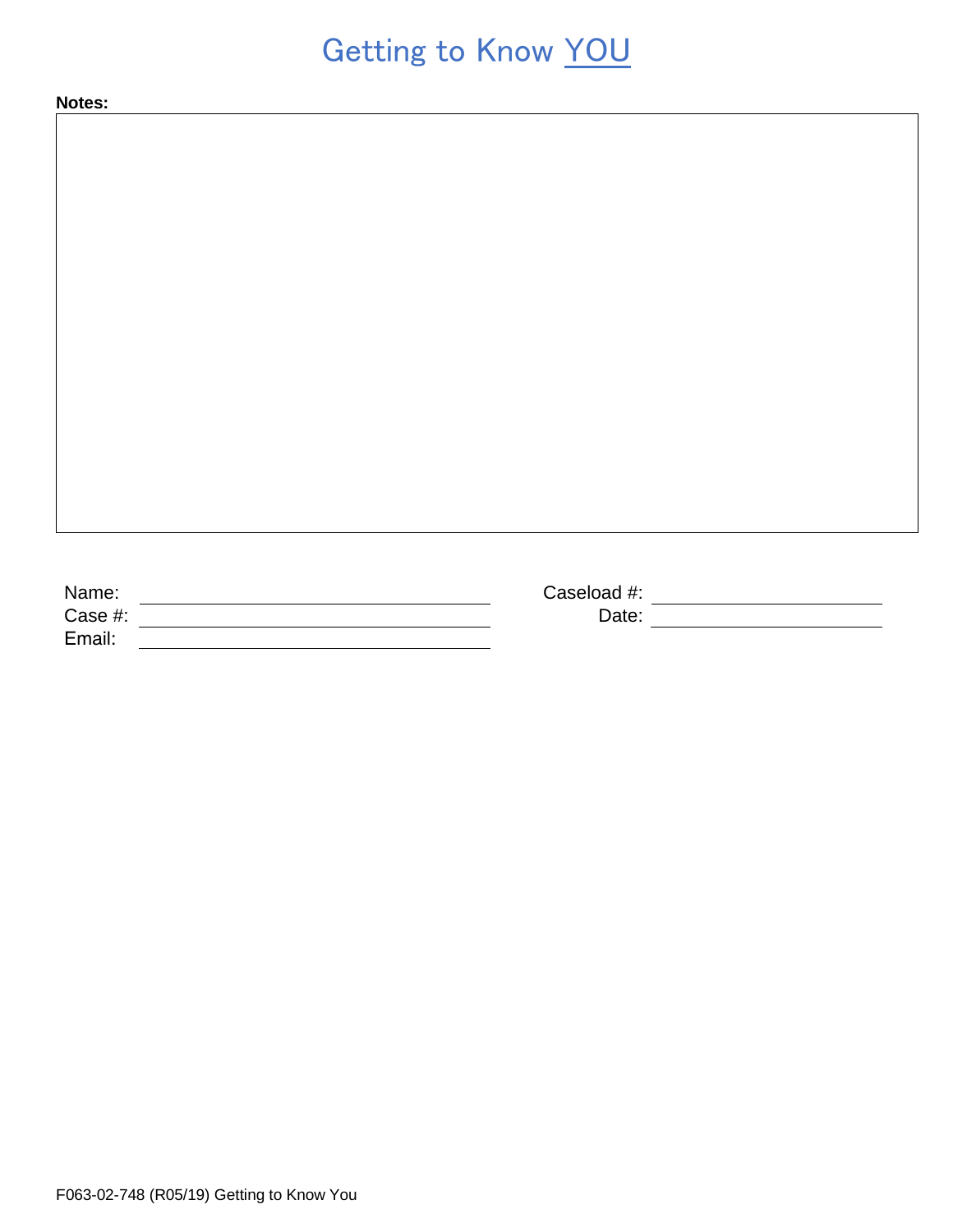# Getting to Know YOU

**Notes:**

| |
|---|
| |

Name: ______________________
Case #: ______________________
Email: ______________________

Caseload #: ______________________
Date: ______________________

F063-02-748 (R05/19) Getting to Know You